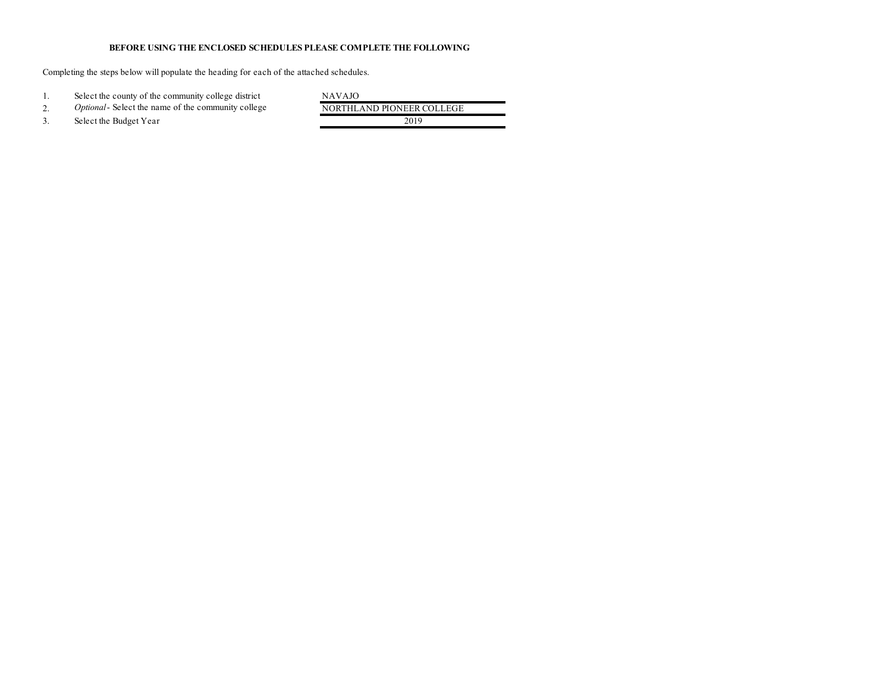**BEFORE USING THE ENCLOSED SCHEDULES PLEASE COMPLETE THE FOLLOWING**

Completing the steps below will populate the heading for each of the attached schedules.

| | | |
|---|---|---|
| 1. | Select the county of the community college district | NAVAJO |
| 2. | *Optional* - Select the name of the community college | NORTHLAND PIONEER COLLEGE |
| 3. | Select the Budget Year | 2019 |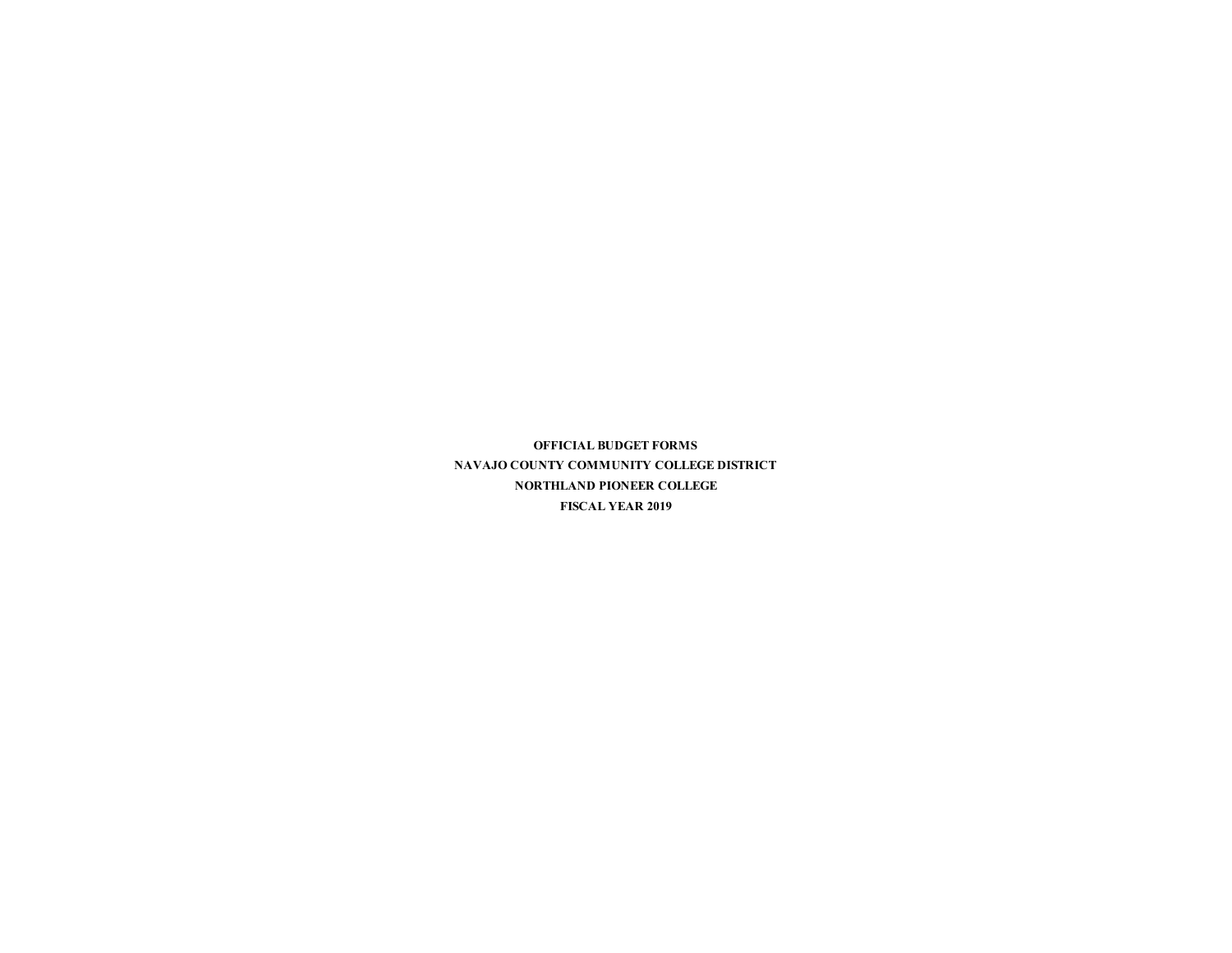**OFFICIAL BUDGET FORMS**

**NAVAJO COUNTY COMMUNITY COLLEGE DISTRICT**

**NORTHLAND PIONEER COLLEGE**

**FISCAL YEAR 2019**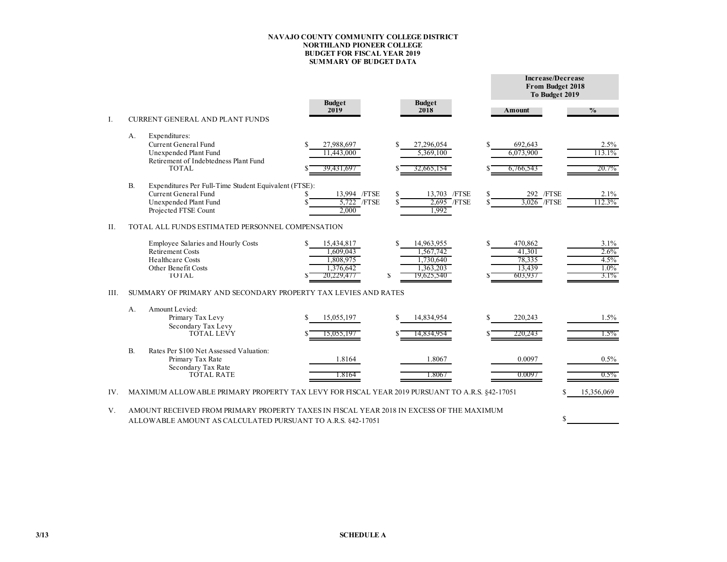# NAVAJO COUNTY COMMUNITY COLLEGE DISTRICT
## NORTHLAND PIONEER COLLEGE
## BUDGET FOR FISCAL YEAR 2019
## SUMMARY OF BUDGET DATA

| | Budget 2019 | Budget 2018 | Increase/Decrease From Budget 2018 To Budget 2019 | |
|---|---|---|---|---|
| | | | Amount | % |
| **I. CURRENT GENERAL AND PLANT FUNDS** | | | | |
| A. Expenditures: | | | | |
| Current General Fund | $ 27,988,697 | $ 27,296,054 | $ 692,643 | 2.5% |
| Unexpended Plant Fund | 11,443,000 | 5,369,100 | 6,073,900 | 113.1% |
| Retirement of Indebtedness Plant Fund | | | | |
| TOTAL | $ 39,431,697 | $ 32,665,154 | $ 6,766,543 | 20.7% |
| B. Expenditures Per Full-Time Student Equivalent (FTSE): | | | | |
| Current General Fund | $ 13,994 /FTSE | $ 13,703 /FTSE | $ 292 /FTSE | 2.1% |
| Unexpended Plant Fund | $ 5,722 /FTSE | $ 2,695 /FTSE | $ 3,026 /FTSE | 112.3% |
| Projected FTSE Count | 2,000 | 1,992 | | |
| **II. TOTAL ALL FUNDS ESTIMATED PERSONNEL COMPENSATION** | | | | |
| Employee Salaries and Hourly Costs | $ 15,434,817 | $ 14,963,955 | $ 470,862 | 3.1% |
| Retirement Costs | 1,609,043 | 1,567,742 | 41,301 | 2.6% |
| Healthcare Costs | 1,808,975 | 1,730,640 | 78,335 | 4.5% |
| Other Benefit Costs | 1,376,642 | 1,363,203 | 13,439 | 1.0% |
| TOTAL | $ 20,229,477 | $ 19,625,540 | $ 603,937 | 3.1% |
| **III. SUMMARY OF PRIMARY AND SECONDARY PROPERTY TAX LEVIES AND RATES** | | | | |
| A. Amount Levied: | | | | |
| Primary Tax Levy | $ 15,055,197 | $ 14,834,954 | $ 220,243 | 1.5% |
| Secondary Tax Levy | | | | |
| TOTAL LEVY | $ 15,055,197 | $ 14,834,954 | $ 220,243 | 1.5% |
| B. Rates Per $100 Net Assessed Valuation: | | | | |
| Primary Tax Rate | 1.8164 | 1.8067 | 0.0097 | 0.5% |
| Secondary Tax Rate | | | | |
| TOTAL RATE | 1.8164 | 1.8067 | 0.0097 | 0.5% |

IV. MAXIMUM ALLOWABLE PRIMARY PROPERTY TAX LEVY FOR FISCAL YEAR 2019 PURSUANT TO A.R.S. §42-17051 — $ 15,356,069

V. AMOUNT RECEIVED FROM PRIMARY PROPERTY TAXES IN FISCAL YEAR 2018 IN EXCESS OF THE MAXIMUM ALLOWABLE AMOUNT AS CALCULATED PURSUANT TO A.R.S. §42-17051 — $

3/13

SCHEDULE A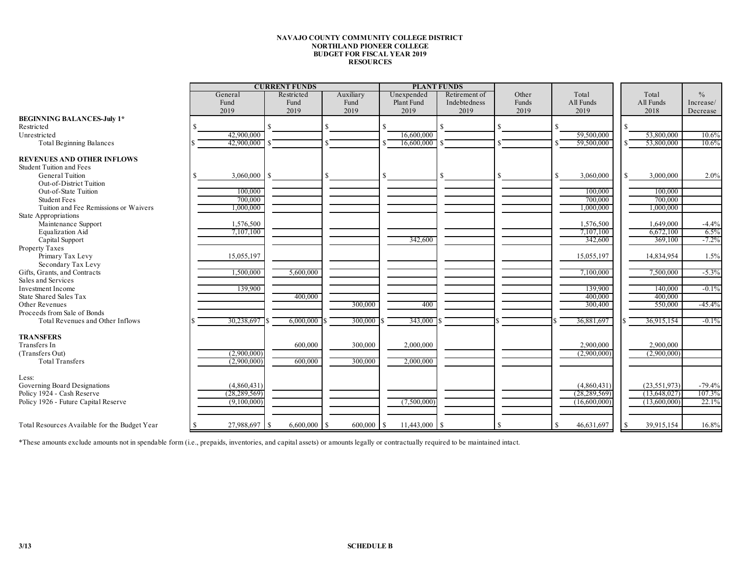**NAVAJO COUNTY COMMUNITY COLLEGE DISTRICT**
**NORTHLAND PIONEER COLLEGE**
**BUDGET FOR FISCAL YEAR 2019**
**RESOURCES**

| | CURRENT FUNDS | | | PLANT FUNDS | | | | | | |
|---|---|---|---|---|---|---|---|---|---|---|
| | General Fund 2019 | Restricted Fund 2019 | Auxiliary Fund 2019 | Unexpended Plant Fund 2019 | Retirement of Indebtedness 2019 | Other Funds 2019 | Total All Funds 2019 | | Total All Funds 2018 | % Increase/ Decrease |
| **BEGINNING BALANCES-July 1*** | | | | | | | | | | |
| Restricted | $ | $ | $ | $ | $ | $ | $ | | $ | |
| Unrestricted | 42,900,000 | | | 16,600,000 | | | 59,500,000 | | 53,800,000 | 10.6% |
| Total Beginning Balances | $ 42,900,000 | $ | $ | $ 16,600,000 | $ | $ | $ 59,500,000 | | $ 53,800,000 | 10.6% |
| **REVENUES AND OTHER INFLOWS** | | | | | | | | | | |
| Student Tuition and Fees | | | | | | | | | | |
| General Tuition | $ 3,060,000 | $ | $ | $ | $ | $ | $ 3,060,000 | | $ 3,000,000 | 2.0% |
| Out-of-District Tuition | | | | | | | | | | |
| Out-of-State Tuition | 100,000 | | | | | | 100,000 | | 100,000 | |
| Student Fees | 700,000 | | | | | | 700,000 | | 700,000 | |
| Tuition and Fee Remissions or Waivers | 1,000,000 | | | | | | 1,000,000 | | 1,000,000 | |
| State Appropriations | | | | | | | | | | |
| Maintenance Support | 1,576,500 | | | | | | 1,576,500 | | 1,649,000 | -4.4% |
| Equalization Aid | 7,107,100 | | | | | | 7,107,100 | | 6,672,100 | 6.5% |
| Capital Support | | | | 342,600 | | | 342,600 | | 369,100 | -7.2% |
| Property Taxes | | | | | | | | | | |
| Primary Tax Levy | 15,055,197 | | | | | | 15,055,197 | | 14,834,954 | 1.5% |
| Secondary Tax Levy | | | | | | | | | | |
| Gifts, Grants, and Contracts | 1,500,000 | 5,600,000 | | | | | 7,100,000 | | 7,500,000 | -5.3% |
| Sales and Services | | | | | | | | | | |
| Investment Income | 139,900 | | | | | | 139,900 | | 140,000 | -0.1% |
| State Shared Sales Tax | | 400,000 | | | | | 400,000 | | 400,000 | |
| Other Revenues | | | 300,000 | 400 | | | 300,400 | | 550,000 | -45.4% |
| Proceeds from Sale of Bonds | | | | | | | | | | |
| Total Revenues and Other Inflows | $ 30,238,697 | $ 6,000,000 | $ 300,000 | $ 343,000 | $ | $ | $ 36,881,697 | | $ 36,915,154 | -0.1% |
| **TRANSFERS** | | | | | | | | | | |
| Transfers In | | 600,000 | 300,000 | 2,000,000 | | | 2,900,000 | | 2,900,000 | |
| (Transfers Out) | (2,900,000) | | | | | | (2,900,000) | | (2,900,000) | |
| Total Transfers | (2,900,000) | 600,000 | 300,000 | 2,000,000 | | | | | | |
| Less: | | | | | | | | | | |
| Governing Board Designations | (4,860,431) | | | | | | (4,860,431) | | (23,551,973) | -79.4% |
| Policy 1924 - Cash Reserve | (28,289,569) | | | | | | (28,289,569) | | (13,648,027) | 107.3% |
| Policy 1926 - Future Capital Reserve | (9,100,000) | | | (7,500,000) | | | (16,600,000) | | (13,600,000) | 22.1% |
| Total Resources Available for the Budget Year | $ 27,988,697 | $ 6,600,000 | $ 600,000 | $ 11,443,000 | $ | $ | $ 46,631,697 | | $ 39,915,154 | 16.8% |

*These amounts exclude amounts not in spendable form (i.e., prepaids, inventories, and capital assets) or amounts legally or contractually required to be maintained intact.

3/13

**SCHEDULE B**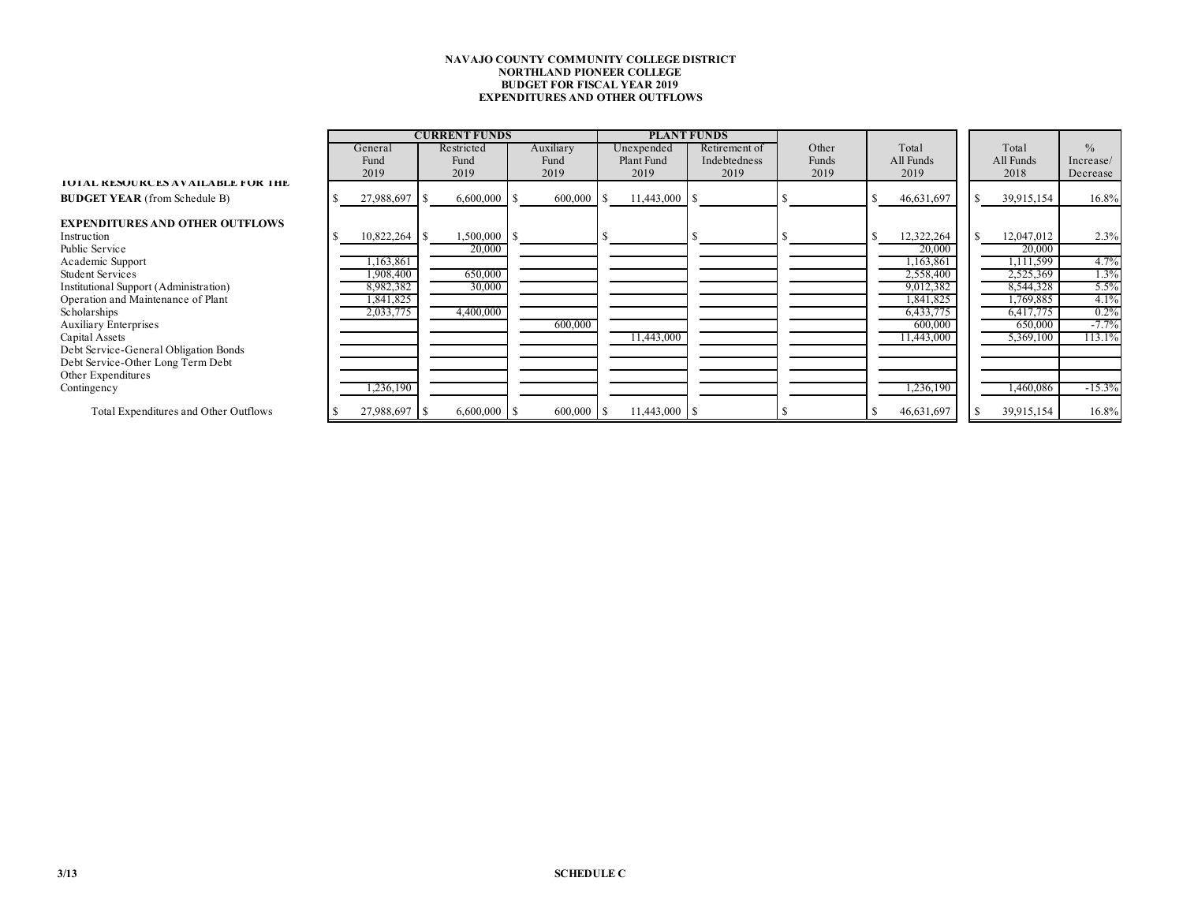**NAVAJO COUNTY COMMUNITY COLLEGE DISTRICT**
**NORTHLAND PIONEER COLLEGE**
**BUDGET FOR FISCAL YEAR 2019**
**EXPENDITURES AND OTHER OUTFLOWS**

| | CURRENT FUNDS | | | PLANT FUNDS | | | | | |
|---|---|---|---|---|---|---|---|---|---|
| | General Fund 2019 | Restricted Fund 2019 | Auxiliary Fund 2019 | Unexpended Plant Fund 2019 | Retirement of Indebtedness 2019 | Other Funds 2019 | Total All Funds 2019 | Total All Funds 2018 | % Increase/ Decrease |
| **TOTAL RESOURCES AVAILABLE FOR THE BUDGET YEAR** (from Schedule B) | $ 27,988,697 | $ 6,600,000 | $ 600,000 | $ 11,443,000 | $ | $ | $ 46,631,697 | $ 39,915,154 | 16.8% |
| **EXPENDITURES AND OTHER OUTFLOWS** | | | | | | | | | |
| Instruction | $ 10,822,264 | $ 1,500,000 | $ | $ | $ | $ | $ 12,322,264 | $ 12,047,012 | 2.3% |
| Public Service | | 20,000 | | | | | 20,000 | 20,000 | |
| Academic Support | 1,163,861 | | | | | | 1,163,861 | 1,111,599 | 4.7% |
| Student Services | 1,908,400 | 650,000 | | | | | 2,558,400 | 2,525,369 | 1.3% |
| Institutional Support (Administration) | 8,982,382 | 30,000 | | | | | 9,012,382 | 8,544,328 | 5.5% |
| Operation and Maintenance of Plant | 1,841,825 | | | | | | 1,841,825 | 1,769,885 | 4.1% |
| Scholarships | 2,033,775 | 4,400,000 | | | | | 6,433,775 | 6,417,775 | 0.2% |
| Auxiliary Enterprises | | | 600,000 | | | | 600,000 | 650,000 | -7.7% |
| Capital Assets | | | | 11,443,000 | | | 11,443,000 | 5,369,100 | 113.1% |
| Debt Service-General Obligation Bonds | | | | | | | | | |
| Debt Service-Other Long Term Debt | | | | | | | | | |
| Other Expenditures | | | | | | | | | |
| Contingency | 1,236,190 | | | | | | 1,236,190 | 1,460,086 | -15.3% |
| Total Expenditures and Other Outflows | $ 27,988,697 | $ 6,600,000 | $ 600,000 | $ 11,443,000 | $ | $ | $ 46,631,697 | $ 39,915,154 | 16.8% |

**SCHEDULE C**